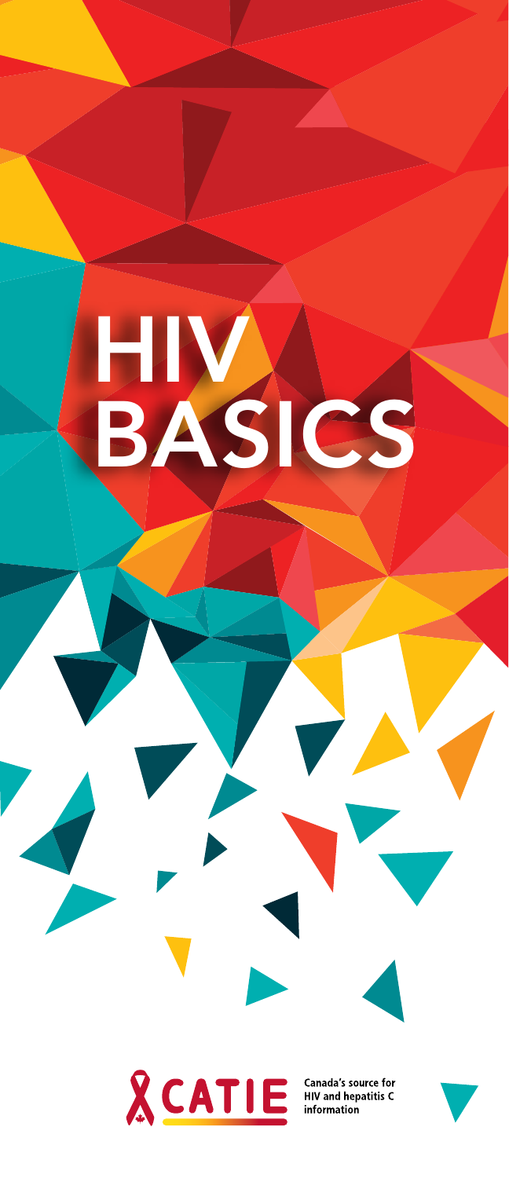# HIV BASICS

CATIE

Canada's source for HIV and hepatitis C information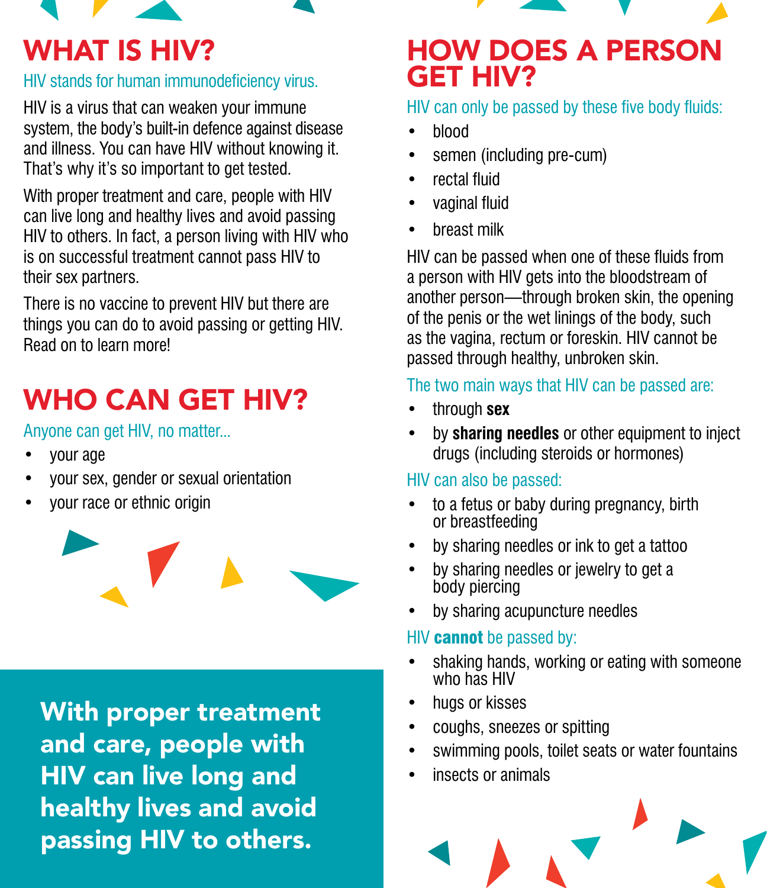# WHAT IS HIV?

HIV stands for human immunodeficiency virus.

HIV is a virus that can weaken your immune system, the body's built-in defence against disease and illness. You can have HIV without knowing it. That's why it's so important to get tested.

With proper treatment and care, people with HIV can live long and healthy lives and avoid passing HIV to others. In fact, a person living with HIV who is on successful treatment cannot pass HIV to their sex partners.

There is no vaccine to prevent HIV but there are things you can do to avoid passing or getting HIV. Read on to learn more!

# WHO CAN GET HIV?

Anyone can get HIV, no matter...

- your age
- your sex, gender or sexual orientation
- your race or ethnic origin

**With proper treatment and care, people with HIV can live long and healthy lives and avoid passing HIV to others.**

# HOW DOES A PERSON GET HIV?

HIV can only be passed by these five body fluids:

- blood
- semen (including pre-cum)
- rectal fluid
- vaginal fluid
- breast milk

HIV can be passed when one of these fluids from a person with HIV gets into the bloodstream of another person—through broken skin, the opening of the penis or the wet linings of the body, such as the vagina, rectum or foreskin. HIV cannot be passed through healthy, unbroken skin.

The two main ways that HIV can be passed are:

- through **sex**
- by **sharing needles** or other equipment to inject drugs (including steroids or hormones)

HIV can also be passed:

- to a fetus or baby during pregnancy, birth or breastfeeding
- by sharing needles or ink to get a tattoo
- by sharing needles or jewelry to get a body piercing
- by sharing acupuncture needles

HIV **cannot** be passed by:

- shaking hands, working or eating with someone who has HIV
- hugs or kisses
- coughs, sneezes or spitting
- swimming pools, toilet seats or water fountains
- insects or animals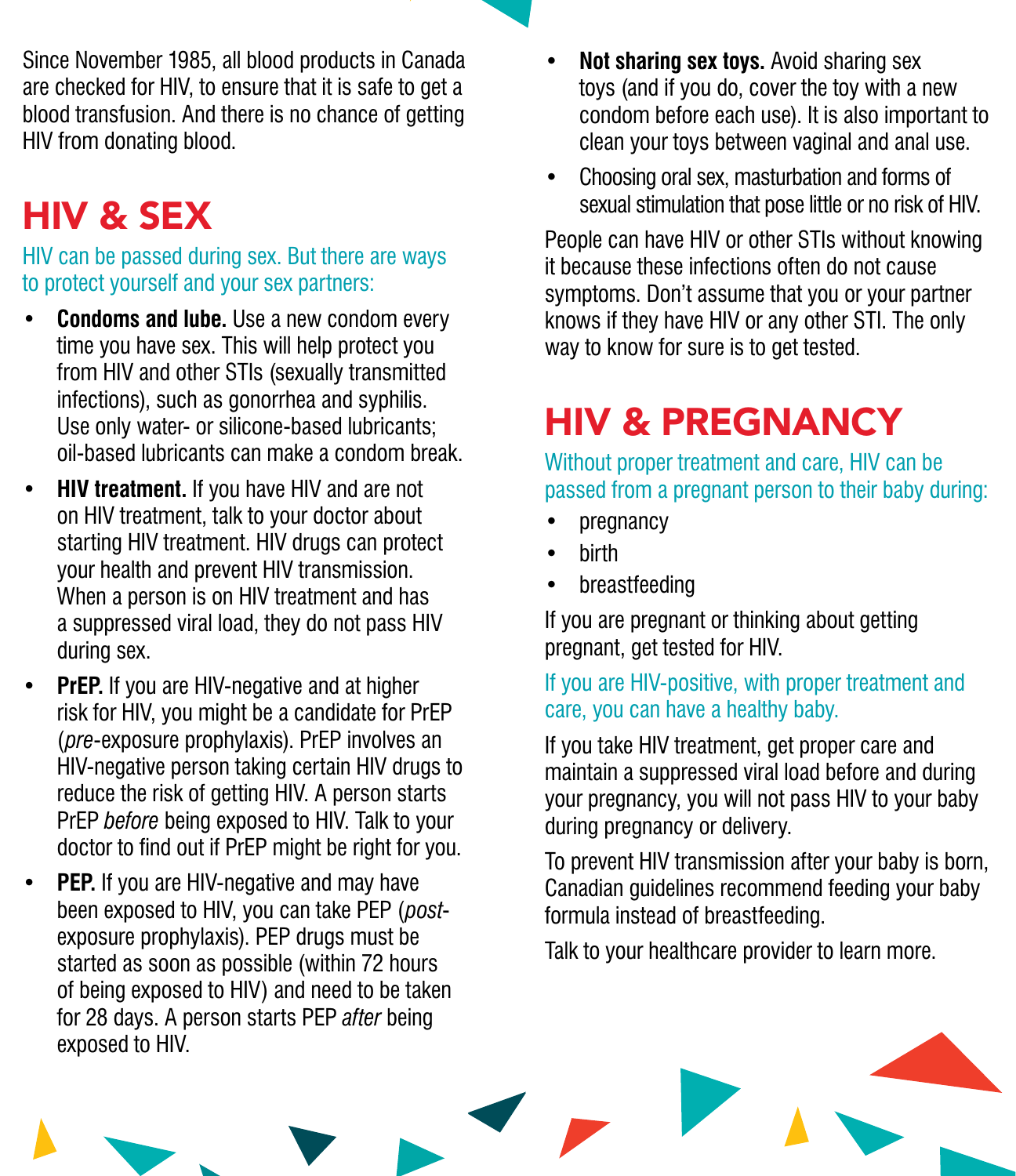Since November 1985, all blood products in Canada are checked for HIV, to ensure that it is safe to get a blood transfusion. And there is no chance of getting HIV from donating blood.

## HIV & SEX

HIV can be passed during sex. But there are ways to protect yourself and your sex partners:

- **Condoms and lube.** Use a new condom every time you have sex. This will help protect you from HIV and other STIs (sexually transmitted infections), such as gonorrhea and syphilis. Use only water- or silicone-based lubricants; oil-based lubricants can make a condom break.
- **HIV treatment.** If you have HIV and are not on HIV treatment, talk to your doctor about starting HIV treatment. HIV drugs can protect your health and prevent HIV transmission. When a person is on HIV treatment and has a suppressed viral load, they do not pass HIV during sex.
- **PrEP.** If you are HIV-negative and at higher risk for HIV, you might be a candidate for PrEP (*pre*-exposure prophylaxis). PrEP involves an HIV-negative person taking certain HIV drugs to reduce the risk of getting HIV. A person starts PrEP *before* being exposed to HIV. Talk to your doctor to find out if PrEP might be right for you.
- **PEP.** If you are HIV-negative and may have been exposed to HIV, you can take PEP (*post*-exposure prophylaxis). PEP drugs must be started as soon as possible (within 72 hours of being exposed to HIV) and need to be taken for 28 days. A person starts PEP *after* being exposed to HIV.
- **Not sharing sex toys.** Avoid sharing sex toys (and if you do, cover the toy with a new condom before each use). It is also important to clean your toys between vaginal and anal use.
- Choosing oral sex, masturbation and forms of sexual stimulation that pose little or no risk of HIV.

People can have HIV or other STIs without knowing it because these infections often do not cause symptoms. Don't assume that you or your partner knows if they have HIV or any other STI. The only way to know for sure is to get tested.

## HIV & PREGNANCY

Without proper treatment and care, HIV can be passed from a pregnant person to their baby during:

- pregnancy
- birth
- breastfeeding

If you are pregnant or thinking about getting pregnant, get tested for HIV.

If you are HIV-positive, with proper treatment and care, you can have a healthy baby.

If you take HIV treatment, get proper care and maintain a suppressed viral load before and during your pregnancy, you will not pass HIV to your baby during pregnancy or delivery.

To prevent HIV transmission after your baby is born, Canadian guidelines recommend feeding your baby formula instead of breastfeeding.

Talk to your healthcare provider to learn more.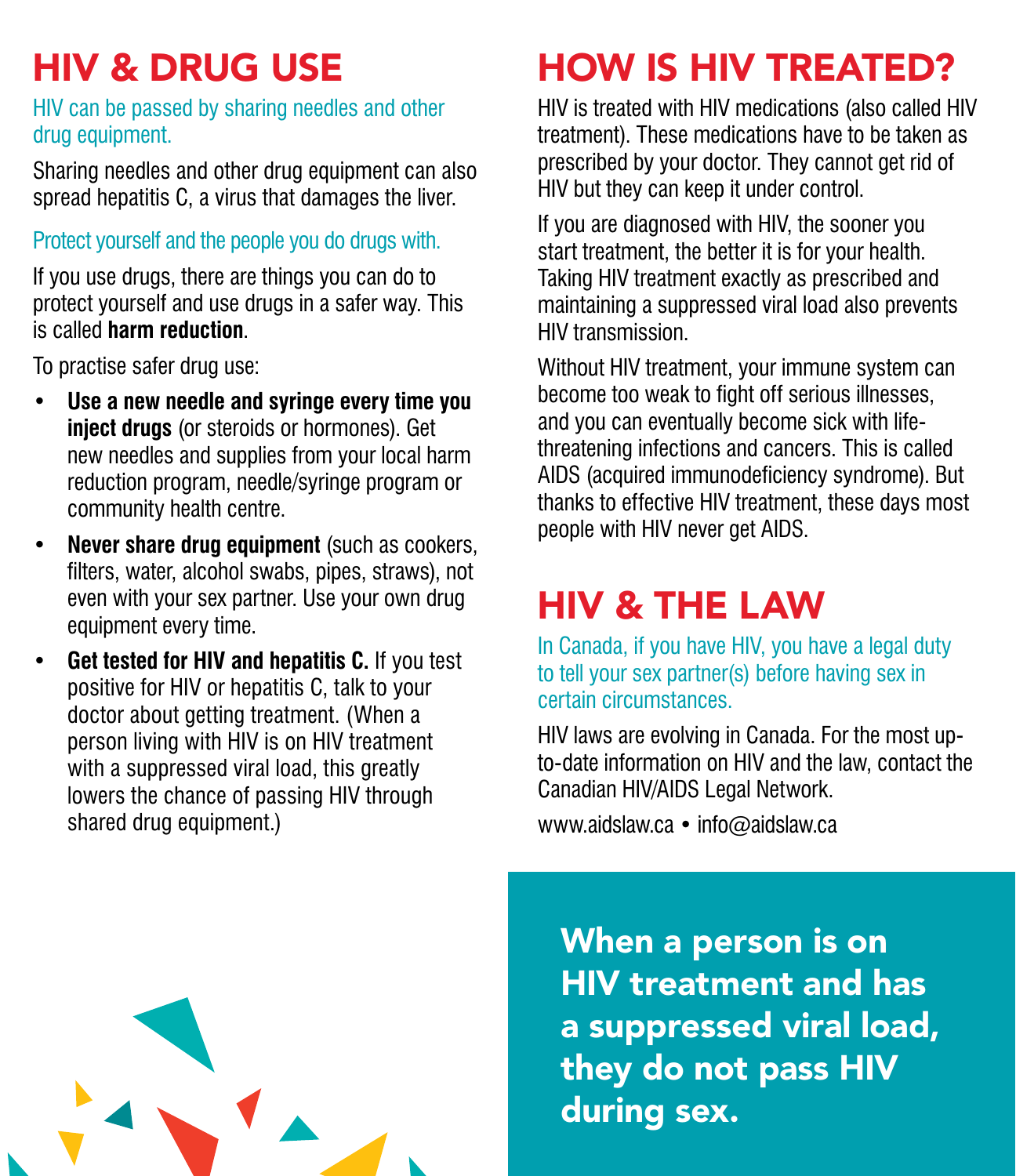# HIV & DRUG USE

HIV can be passed by sharing needles and other drug equipment.

Sharing needles and other drug equipment can also spread hepatitis C, a virus that damages the liver.

Protect yourself and the people you do drugs with.

If you use drugs, there are things you can do to protect yourself and use drugs in a safer way. This is called **harm reduction**.

To practise safer drug use:

- **Use a new needle and syringe every time you inject drugs** (or steroids or hormones). Get new needles and supplies from your local harm reduction program, needle/syringe program or community health centre.
- **Never share drug equipment** (such as cookers, filters, water, alcohol swabs, pipes, straws), not even with your sex partner. Use your own drug equipment every time.
- **Get tested for HIV and hepatitis C.** If you test positive for HIV or hepatitis C, talk to your doctor about getting treatment. (When a person living with HIV is on HIV treatment with a suppressed viral load, this greatly lowers the chance of passing HIV through shared drug equipment.)

# HOW IS HIV TREATED?

HIV is treated with HIV medications (also called HIV treatment). These medications have to be taken as prescribed by your doctor. They cannot get rid of HIV but they can keep it under control.

If you are diagnosed with HIV, the sooner you start treatment, the better it is for your health. Taking HIV treatment exactly as prescribed and maintaining a suppressed viral load also prevents HIV transmission.

Without HIV treatment, your immune system can become too weak to fight off serious illnesses, and you can eventually become sick with life-threatening infections and cancers. This is called AIDS (acquired immunodeficiency syndrome). But thanks to effective HIV treatment, these days most people with HIV never get AIDS.

# HIV & THE LAW

In Canada, if you have HIV, you have a legal duty to tell your sex partner(s) before having sex in certain circumstances.

HIV laws are evolving in Canada. For the most up-to-date information on HIV and the law, contact the Canadian HIV/AIDS Legal Network.

www.aidslaw.ca • info@aidslaw.ca

**When a person is on HIV treatment and has a suppressed viral load, they do not pass HIV during sex.**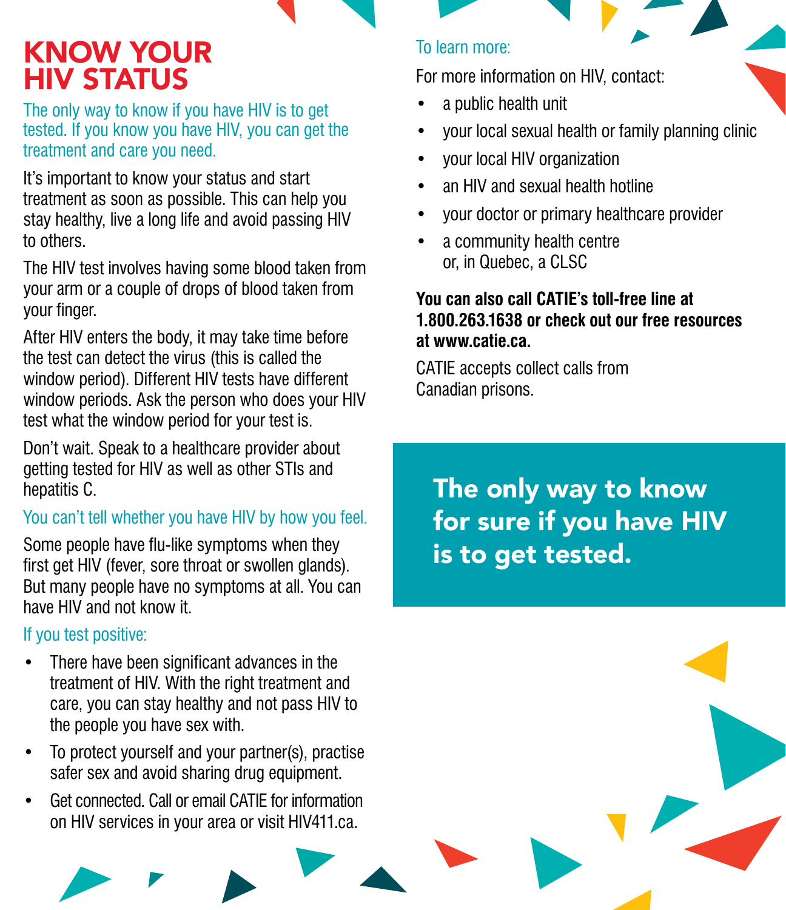# KNOW YOUR HIV STATUS

The only way to know if you have HIV is to get tested. If you know you have HIV, you can get the treatment and care you need.

It's important to know your status and start treatment as soon as possible. This can help you stay healthy, live a long life and avoid passing HIV to others.

The HIV test involves having some blood taken from your arm or a couple of drops of blood taken from your finger.

After HIV enters the body, it may take time before the test can detect the virus (this is called the window period). Different HIV tests have different window periods. Ask the person who does your HIV test what the window period for your test is.

Don't wait. Speak to a healthcare provider about getting tested for HIV as well as other STIs and hepatitis C.

### You can't tell whether you have HIV by how you feel.

Some people have flu-like symptoms when they first get HIV (fever, sore throat or swollen glands). But many people have no symptoms at all. You can have HIV and not know it.

### If you test positive:

- There have been significant advances in the treatment of HIV. With the right treatment and care, you can stay healthy and not pass HIV to the people you have sex with.
- To protect yourself and your partner(s), practise safer sex and avoid sharing drug equipment.
- Get connected. Call or email CATIE for information on HIV services in your area or visit HIV411.ca.

### To learn more:

For more information on HIV, contact:

- a public health unit
- your local sexual health or family planning clinic
- your local HIV organization
- an HIV and sexual health hotline
- your doctor or primary healthcare provider
- a community health centre or, in Quebec, a CLSC

**You can also call CATIE's toll-free line at 1.800.263.1638 or check out our free resources at www.catie.ca.**

CATIE accepts collect calls from Canadian prisons.

**The only way to know for sure if you have HIV is to get tested.**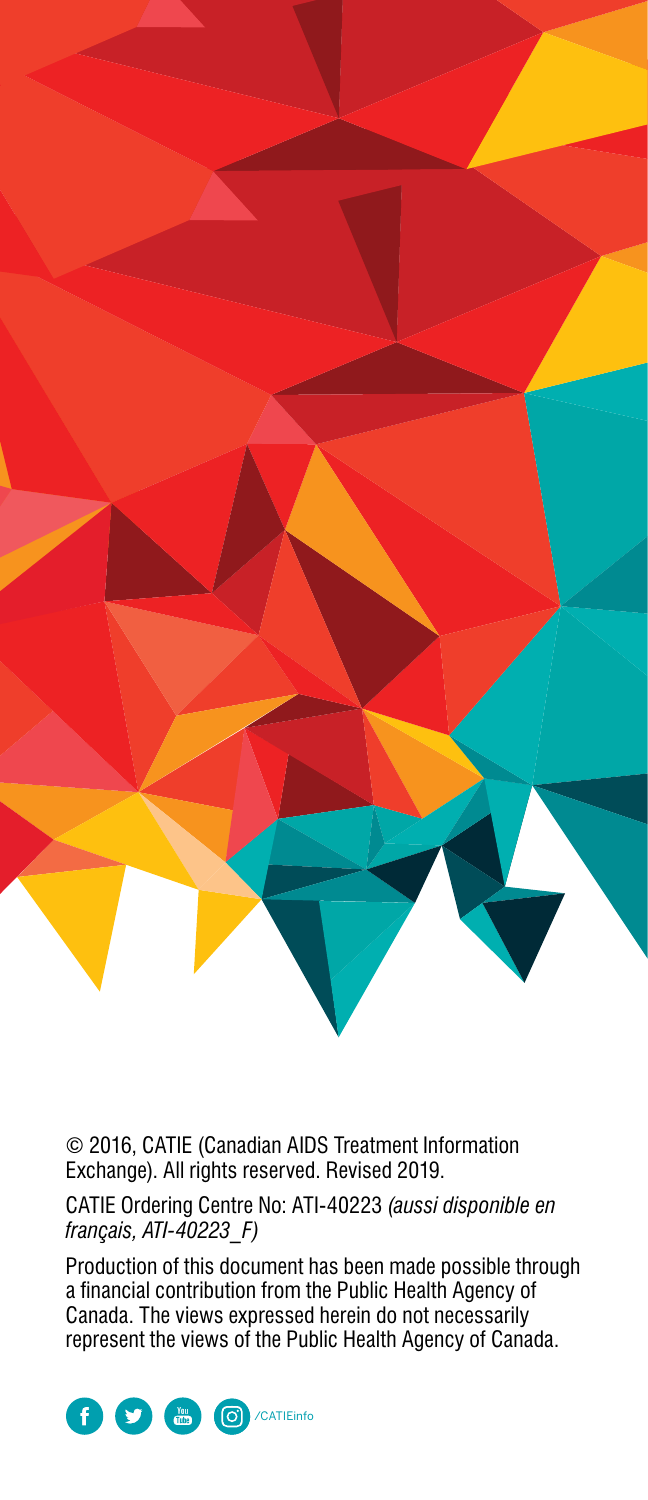© 2016, CATIE (Canadian AIDS Treatment Information Exchange). All rights reserved. Revised 2019.

CATIE Ordering Centre No: ATI-40223 *(aussi disponible en français, ATI-40223_F)*

Production of this document has been made possible through a financial contribution from the Public Health Agency of Canada. The views expressed herein do not necessarily represent the views of the Public Health Agency of Canada.

/CATIEinfo